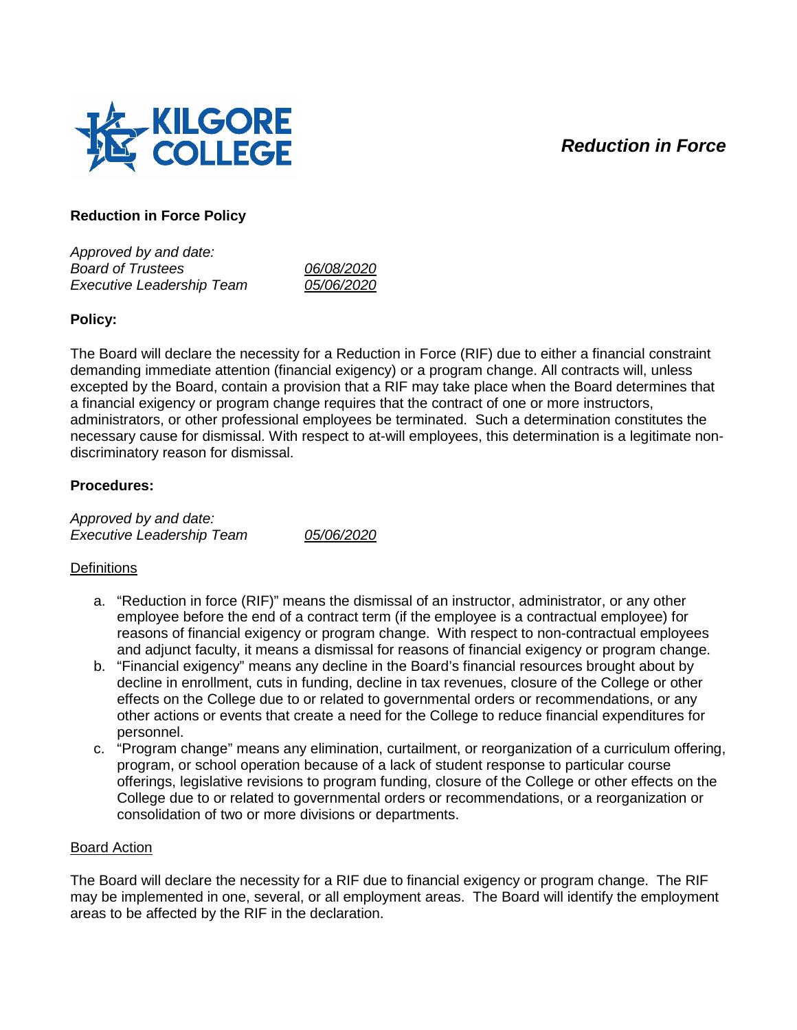# Reduction in Force

## Reduction in Force Policy

*Approved by and date:*

| | |
|---|---|
| *Board of Trustees* | *06/08/2020* |
| *Executive Leadership Team* | *05/06/2020* |

### Policy:

The Board will declare the necessity for a Reduction in Force (RIF) due to either a financial constraint demanding immediate attention (financial exigency) or a program change. All contracts will, unless excepted by the Board, contain a provision that a RIF may take place when the Board determines that a financial exigency or program change requires that the contract of one or more instructors, administrators, or other professional employees be terminated. Such a determination constitutes the necessary cause for dismissal. With respect to at-will employees, this determination is a legitimate non-discriminatory reason for dismissal.

### Procedures:

*Approved by and date:*

| | |
|---|---|
| *Executive Leadership Team* | *05/06/2020* |

#### Definitions

a. "Reduction in force (RIF)" means the dismissal of an instructor, administrator, or any other employee before the end of a contract term (if the employee is a contractual employee) for reasons of financial exigency or program change. With respect to non-contractual employees and adjunct faculty, it means a dismissal for reasons of financial exigency or program change.
b. "Financial exigency" means any decline in the Board's financial resources brought about by decline in enrollment, cuts in funding, decline in tax revenues, closure of the College or other effects on the College due to or related to governmental orders or recommendations, or any other actions or events that create a need for the College to reduce financial expenditures for personnel.
c. "Program change" means any elimination, curtailment, or reorganization of a curriculum offering, program, or school operation because of a lack of student response to particular course offerings, legislative revisions to program funding, closure of the College or other effects on the College due to or related to governmental orders or recommendations, or a reorganization or consolidation of two or more divisions or departments.

#### Board Action

The Board will declare the necessity for a RIF due to financial exigency or program change. The RIF may be implemented in one, several, or all employment areas. The Board will identify the employment areas to be affected by the RIF in the declaration.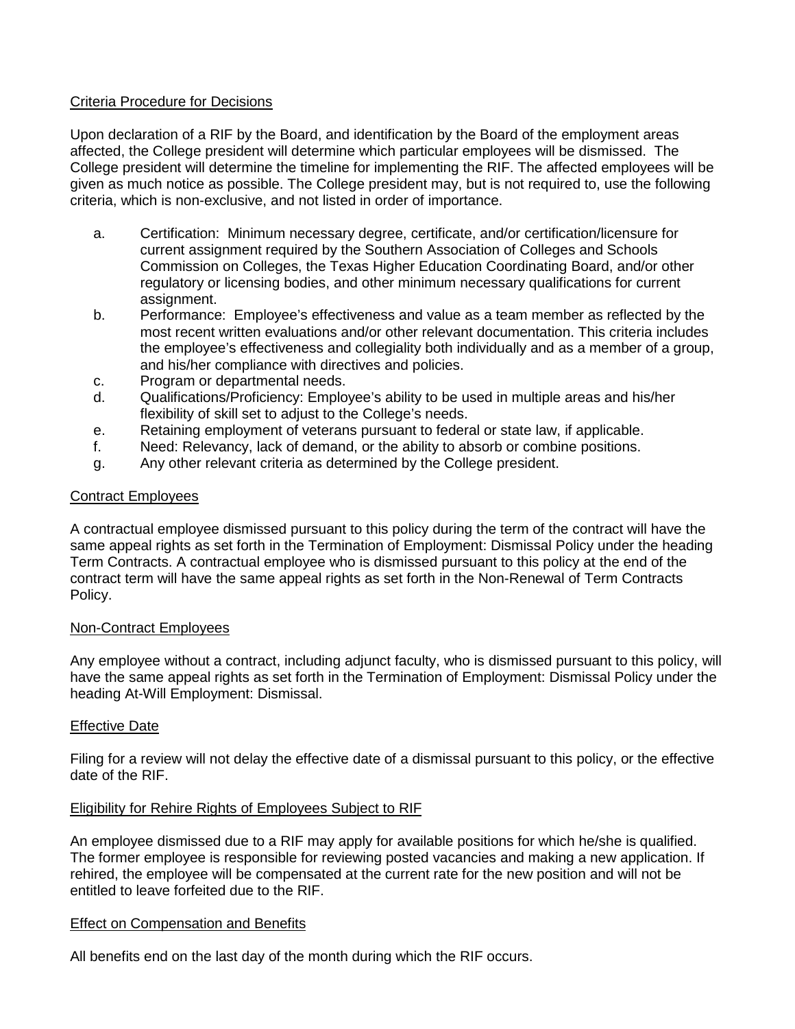Criteria Procedure for Decisions

Upon declaration of a RIF by the Board, and identification by the Board of the employment areas affected, the College president will determine which particular employees will be dismissed. The College president will determine the timeline for implementing the RIF. The affected employees will be given as much notice as possible. The College president may, but is not required to, use the following criteria, which is non-exclusive, and not listed in order of importance.

a. Certification: Minimum necessary degree, certificate, and/or certification/licensure for current assignment required by the Southern Association of Colleges and Schools Commission on Colleges, the Texas Higher Education Coordinating Board, and/or other regulatory or licensing bodies, and other minimum necessary qualifications for current assignment.
b. Performance: Employee's effectiveness and value as a team member as reflected by the most recent written evaluations and/or other relevant documentation. This criteria includes the employee's effectiveness and collegiality both individually and as a member of a group, and his/her compliance with directives and policies.
c. Program or departmental needs.
d. Qualifications/Proficiency: Employee's ability to be used in multiple areas and his/her flexibility of skill set to adjust to the College's needs.
e. Retaining employment of veterans pursuant to federal or state law, if applicable.
f. Need: Relevancy, lack of demand, or the ability to absorb or combine positions.
g. Any other relevant criteria as determined by the College president.

Contract Employees

A contractual employee dismissed pursuant to this policy during the term of the contract will have the same appeal rights as set forth in the Termination of Employment: Dismissal Policy under the heading Term Contracts. A contractual employee who is dismissed pursuant to this policy at the end of the contract term will have the same appeal rights as set forth in the Non-Renewal of Term Contracts Policy.

Non-Contract Employees

Any employee without a contract, including adjunct faculty, who is dismissed pursuant to this policy, will have the same appeal rights as set forth in the Termination of Employment: Dismissal Policy under the heading At-Will Employment: Dismissal.

Effective Date

Filing for a review will not delay the effective date of a dismissal pursuant to this policy, or the effective date of the RIF.

Eligibility for Rehire Rights of Employees Subject to RIF

An employee dismissed due to a RIF may apply for available positions for which he/she is qualified. The former employee is responsible for reviewing posted vacancies and making a new application. If rehired, the employee will be compensated at the current rate for the new position and will not be entitled to leave forfeited due to the RIF.

Effect on Compensation and Benefits

All benefits end on the last day of the month during which the RIF occurs.